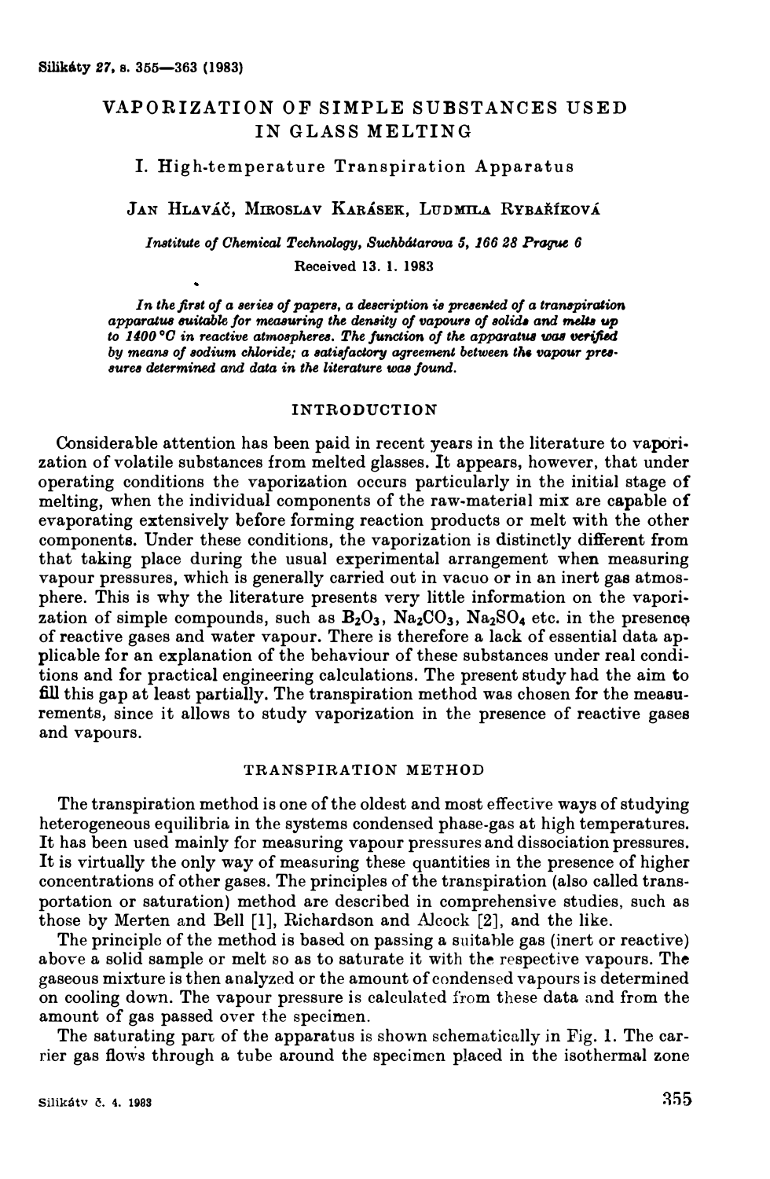# VAPORIZATION OF SIMPLE SUBSTANCES USED IN GLASS MELTING

## I. High-temperature Transpiration Apparatus

JAN HLAVÁČ, MIROSLAV KARÁSEK, LUDMILA RYBAŘÍKOVÁ

*Institute of Chemical Technology, Suchbátarova 5, 166 28 Prague 6*

Received 13. 1. 1983

*In the first of a series of papers, a description is presented of a transpiration apparatus suitable for measuring the density of vapours of solids and melts up to 1400 °C in reactive atmospheres. The function of the apparatus was verified by means of sodium chloride; a satisfactory agreement between the vapour pressures determined and data in the literature was found.*

## INTRODUCTION

Considerable attention has been paid in recent years in the literature to vaporization of volatile substances from melted glasses. It appears, however, that under operating conditions the vaporization occurs particularly in the initial stage of melting, when the individual components of the raw-material mix are capable of evaporating extensively before forming reaction products or melt with the other components. Under these conditions, the vaporization is distinctly different from that taking place during the usual experimental arrangement when measuring vapour pressures, which is generally carried out in vacuo or in an inert gas atmosphere. This is why the literature presents very little information on the vaporization of simple compounds, such as $B_2O_3$, $Na_2CO_3$, $Na_2SO_4$ etc. in the presence of reactive gases and water vapour. There is therefore a lack of essential data applicable for an explanation of the behaviour of these substances under real conditions and for practical engineering calculations. The present study had the aim to fill this gap at least partially. The transpiration method was chosen for the measurements, since it allows to study vaporization in the presence of reactive gases and vapours.

## TRANSPIRATION METHOD

The transpiration method is one of the oldest and most effective ways of studying heterogeneous equilibria in the systems condensed phase-gas at high temperatures. It has been used mainly for measuring vapour pressures and dissociation pressures. It is virtually the only way of measuring these quantities in the presence of higher concentrations of other gases. The principles of the transpiration (also called transportation or saturation) method are described in comprehensive studies, such as those by Merten and Bell [1], Richardson and Alcock [2], and the like.

The principle of the method is based on passing a suitable gas (inert or reactive) above a solid sample or melt so as to saturate it with the respective vapours. The gaseous mixture is then analyzed or the amount of condensed vapours is determined on cooling down. The vapour pressure is calculated from these data and from the amount of gas passed over the specimen.

The saturating part of the apparatus is shown schematically in Fig. 1. The carrier gas flows through a tube around the specimen placed in the isothermal zone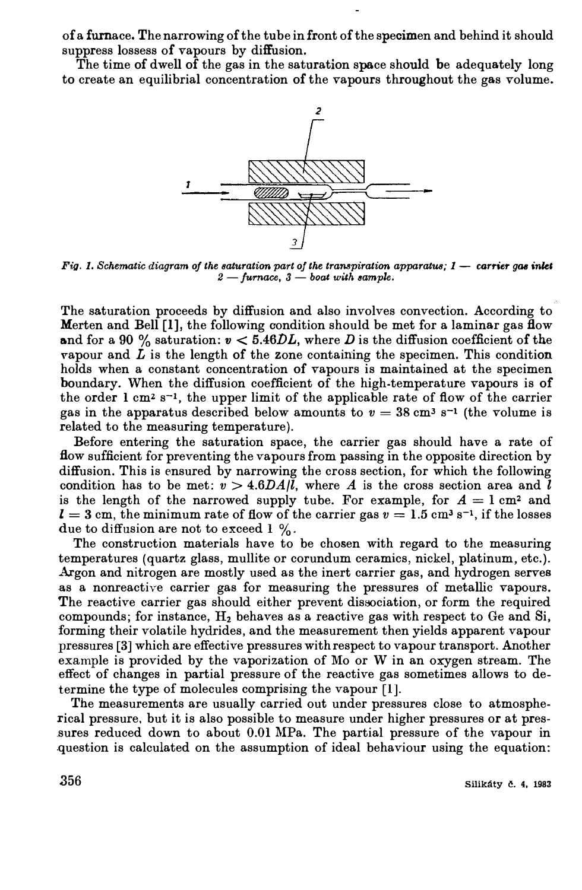of a furnace. The narrowing of the tube in front of the specimen and behind it should suppress lossess of vapours by diffusion.

The time of dwell of the gas in the saturation space should be adequately long to create an equilibrial concentration of the vapours throughout the gas volume.

*Fig. 1. Schematic diagram of the saturation part of the transpiration apparatus; 1 — carrier gas inlet 2 — furnace, 3 — boat with sample.*

The saturation proceeds by diffusion and also involves convection. According to Merten and Bell [1], the following condition should be met for a laminar gas flow and for a 90 % saturation: $v < 5.46DL$, where $D$ is the diffusion coefficient of the vapour and $L$ is the length of the zone containing the specimen. This condition holds when a constant concentration of vapours is maintained at the specimen boundary. When the diffusion coefficient of the high-temperature vapours is of the order 1 $cm^2\ s^{-1}$, the upper limit of the applicable rate of flow of the carrier gas in the apparatus described below amounts to $v = 38\ cm^3\ s^{-1}$ (the volume is related to the measuring temperature).

Before entering the saturation space, the carrier gas should have a rate of flow sufficient for preventing the vapours from passing in the opposite direction by diffusion. This is ensured by narrowing the cross section, for which the following condition has to be met: $v > 4.6DA/l$, where $A$ is the cross section area and $l$ is the length of the narrowed supply tube. For example, for $A = 1\ cm^2$ and $l = 3$ cm, the minimum rate of flow of the carrier gas $v = 1.5\ cm^3\ s^{-1}$, if the losses due to diffusion are not to exceed 1 %.

The construction materials have to be chosen with regard to the measuring temperatures (quartz glass, mullite or corundum ceramics, nickel, platinum, etc.). Argon and nitrogen are mostly used as the inert carrier gas, and hydrogen serves as a nonreactive carrier gas for measuring the pressures of metallic vapours. The reactive carrier gas should either prevent dissociation, or form the required compounds; for instance, $H_2$ behaves as a reactive gas with respect to Ge and Si, forming their volatile hydrides, and the measurement then yields apparent vapour pressures [3] which are effective pressures with respect to vapour transport. Another example is provided by the vaporization of Mo or W in an oxygen stream. The effect of changes in partial pressure of the reactive gas sometimes allows to determine the type of molecules comprising the vapour [1].

The measurements are usually carried out under pressures close to atmospherical pressure, but it is also possible to measure under higher pressures or at pressures reduced down to about 0.01 MPa. The partial pressure of the vapour in question is calculated on the assumption of ideal behaviour using the equation: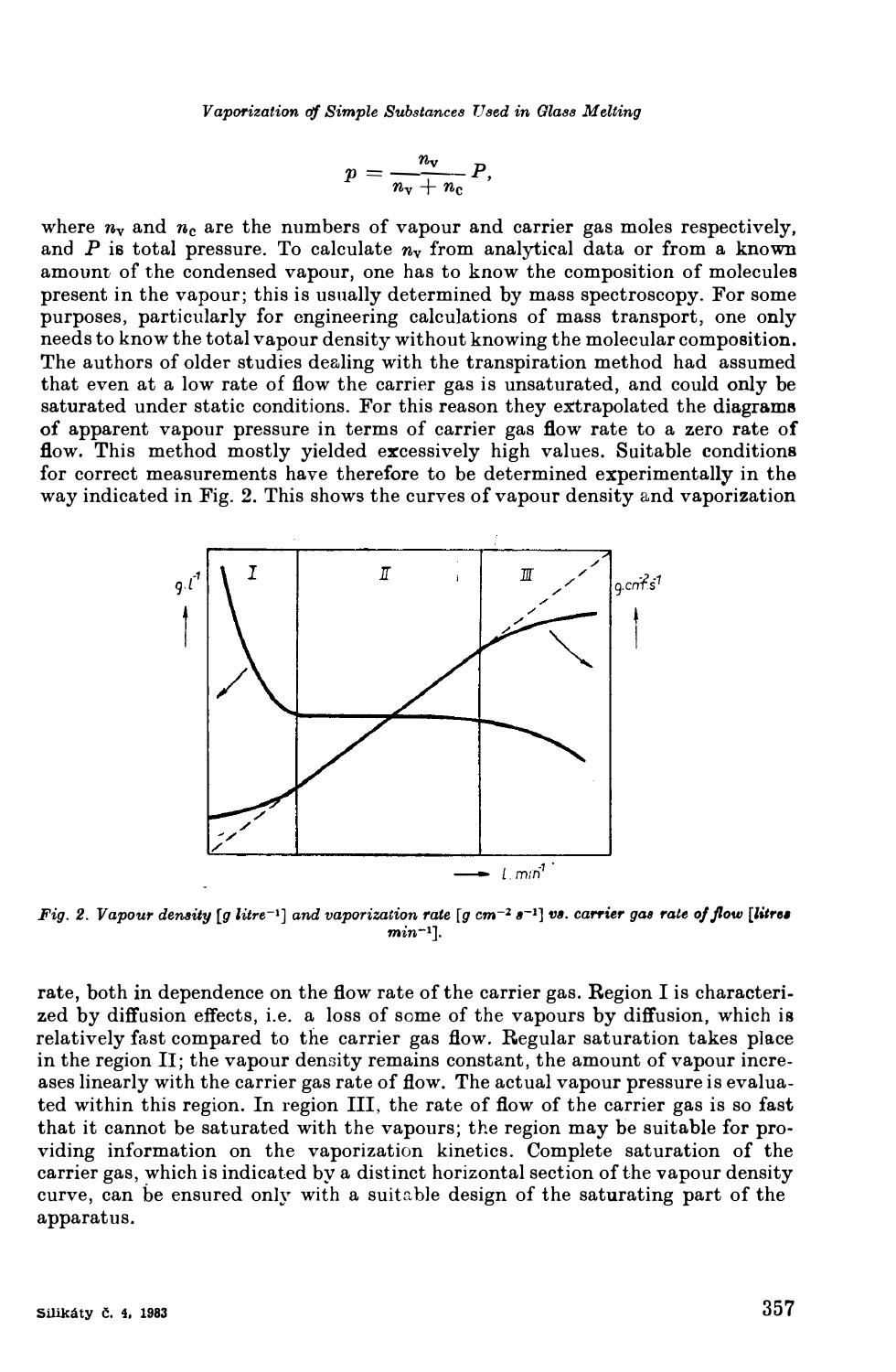$$p = \frac{n_V}{n_V + n_C} P,$$

where $n_V$ and $n_C$ are the numbers of vapour and carrier gas moles respectively, and $P$ is total pressure. To calculate $n_V$ from analytical data or from a known amount of the condensed vapour, one has to know the composition of molecules present in the vapour; this is usually determined by mass spectroscopy. For some purposes, particularly for engineering calculations of mass transport, one only needs to know the total vapour density without knowing the molecular composition. The authors of older studies dealing with the transpiration method had assumed that even at a low rate of flow the carrier gas is unsaturated, and could only be saturated under static conditions. For this reason they extrapolated the diagrams of apparent vapour pressure in terms of carrier gas flow rate to a zero rate of flow. This method mostly yielded excessively high values. Suitable conditions for correct measurements have therefore to be determined experimentally in the way indicated in Fig. 2. This shows the curves of vapour density and vaporization rate, both in dependence on the flow rate of the carrier gas. Region I is characterized by diffusion effects, i.e. a loss of some of the vapours by diffusion, which is relatively fast compared to the carrier gas flow. Regular saturation takes place in the region II; the vapour density remains constant, the amount of vapour increases linearly with the carrier gas rate of flow. The actual vapour pressure is evaluated within this region. In region III, the rate of flow of the carrier gas is so fast that it cannot be saturated with the vapours; the region may be suitable for providing information on the vaporization kinetics. Complete saturation of the carrier gas, which is indicated by a distinct horizontal section of the vapour density curve, can be ensured only with a suitable design of the saturating part of the apparatus.

*Fig. 2. Vapour density [g litre$^{-1}$] and vaporization rate [g cm$^{-2}$ s$^{-1}$] vs. carrier gas rate of flow [litres min$^{-1}$].*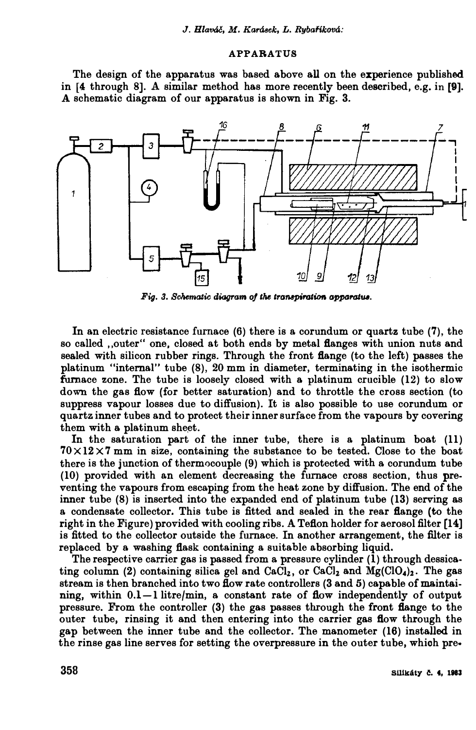## APPARATUS

The design of the apparatus was based above all on the experience published in [4 through 8]. A similar method has more recently been described, e.g. in [9]. A schematic diagram of our apparatus is shown in Fig. 3.

*Fig. 3. Schematic diagram of the transpiration apparatus.*

In an electric resistance furnace (6) there is a corundum or quartz tube (7), the so called „outer" one, closed at both ends by metal flanges with union nuts and sealed with silicon rubber rings. Through the front flange (to the left) passes the platinum "internal" tube (8), 20 mm in diameter, terminating in the isothermic furnace zone. The tube is loosely closed with a platinum crucible (12) to slow down the gas flow (for better saturation) and to throttle the cross section (to suppress vapour losses due to diffusion). It is also possible to use corundum or quartz inner tubes and to protect their inner surface from the vapours by covering them with a platinum sheet.

In the saturation part of the inner tube, there is a platinum boat (11) $70 \times 12 \times 7$ mm in size, containing the substance to be tested. Close to the boat there is the junction of thermocouple (9) which is protected with a corundum tube (10) provided with an element decreasing the furnace cross section, thus preventing the vapours from escaping from the heat zone by diffusion. The end of the inner tube (8) is inserted into the expanded end of platinum tube (13) serving as a condensate collector. This tube is fitted and sealed in the rear flange (to the right in the Figure) provided with cooling ribs. A Teflon holder for aerosol filter [14] is fitted to the collector outside the furnace. In another arrangement, the filter is replaced by a washing flask containing a suitable absorbing liquid.

The respective carrier gas is passed from a pressure cylinder (1) through dessicating column (2) containing silica gel and $CaCl_2$, or $CaCl_2$ and $Mg(ClO_4)_2$. The gas stream is then branched into two flow rate controllers (3 and 5) capable of maintaining, within 0.1—1 litre/min, a constant rate of flow independently of output pressure. From the controller (3) the gas passes through the front flange to the outer tube, rinsing it and then entering into the carrier gas flow through the gap between the inner tube and the collector. The manometer (16) installed in the rinse gas line serves for setting the overpressure in the outer tube, which pre-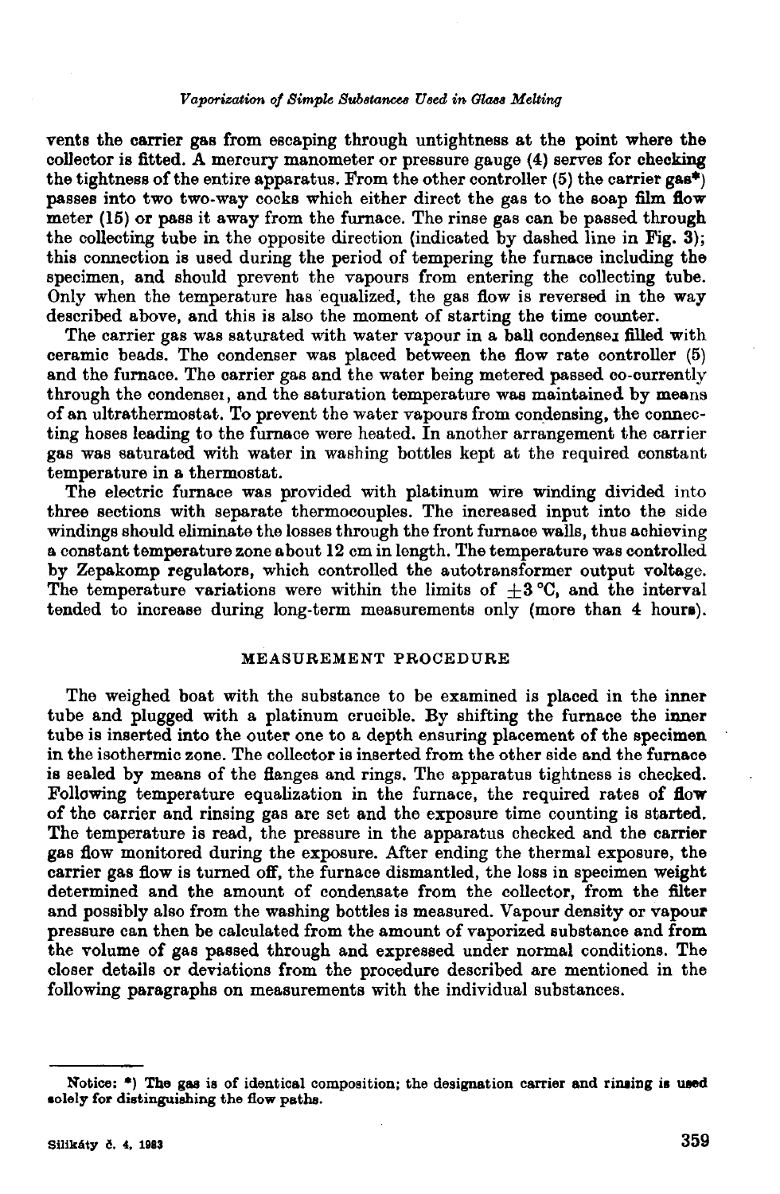vents the carrier gas from escaping through untightness at the point where the collector is fitted. A mercury manometer or pressure gauge (4) serves for checking the tightness of the entire apparatus. From the other controller (5) the carrier gas*) passes into two two-way cocks which either direct the gas to the soap film flow meter (15) or pass it away from the furnace. The rinse gas can be passed through the collecting tube in the opposite direction (indicated by dashed line in Fig. 3); this connection is used during the period of tempering the furnace including the specimen, and should prevent the vapours from entering the collecting tube. Only when the temperature has equalized, the gas flow is reversed in the way described above, and this is also the moment of starting the time counter.

The carrier gas was saturated with water vapour in a ball condenser filled with ceramic beads. The condenser was placed between the flow rate controller (5) and the furnace. The carrier gas and the water being metered passed co-currently through the condenser, and the saturation temperature was maintained by means of an ultrathermostat. To prevent the water vapours from condensing, the connecting hoses leading to the furnace were heated. In another arrangement the carrier gas was saturated with water in washing bottles kept at the required constant temperature in a thermostat.

The electric furnace was provided with platinum wire winding divided into three sections with separate thermocouples. The increased input into the side windings should eliminate the losses through the front furnace walls, thus achieving a constant temperature zone about 12 cm in length. The temperature was controlled by Zepakomp regulators, which controlled the autotransformer output voltage. The temperature variations were within the limits of $\pm 3$ °C, and the interval tended to increase during long-term measurements only (more than 4 hours).

## MEASUREMENT PROCEDURE

The weighed boat with the substance to be examined is placed in the inner tube and plugged with a platinum crucible. By shifting the furnace the inner tube is inserted into the outer one to a depth ensuring placement of the specimen in the isothermic zone. The collector is inserted from the other side and the furnace is sealed by means of the flanges and rings. The apparatus tightness is checked. Following temperature equalization in the furnace, the required rates of flow of the carrier and rinsing gas are set and the exposure time counting is started. The temperature is read, the pressure in the apparatus checked and the carrier gas flow monitored during the exposure. After ending the thermal exposure, the carrier gas flow is turned off, the furnace dismantled, the loss in specimen weight determined and the amount of condensate from the collector, from the filter and possibly also from the washing bottles is measured. Vapour density or vapour pressure can then be calculated from the amount of vaporized substance and from the volume of gas passed through and expressed under normal conditions. The closer details or deviations from the procedure described are mentioned in the following paragraphs on measurements with the individual substances.

---

Notice: *) The gas is of identical composition; the designation carrier and rinsing is used solely for distinguishing the flow paths.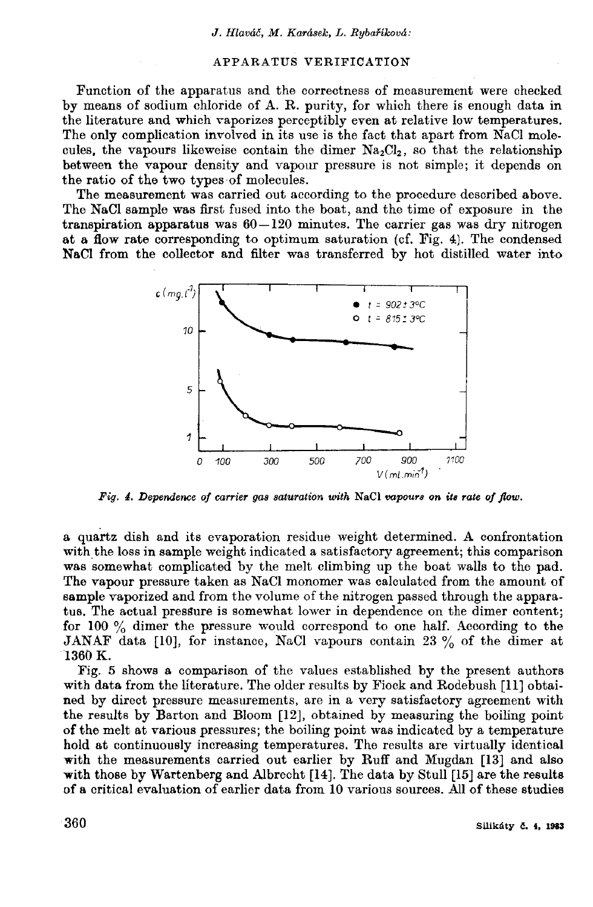## APPARATUS VERIFICATION

Function of the apparatus and the correctness of measurement were checked by means of sodium chloride of A. R. purity, for which there is enough data in the literature and which vaporizes perceptibly even at relative low temperatures. The only complication involved in its use is the fact that apart from NaCl molecules, the vapours likeweise contain the dimer $Na_2Cl_2$, so that the relationship between the vapour density and vapour pressure is not simple; it depends on the ratio of the two types of molecules.

The measurement was carried out according to the procedure described above. The NaCl sample was first fused into the boat, and the time of exposure in the transpiration apparatus was 60—120 minutes. The carrier gas was dry nitrogen at a flow rate corresponding to optimum saturation (cf. Fig. 4). The condensed NaCl from the collector and filter was transferred by hot distilled water into

*Fig. 4. Dependence of carrier gas saturation with* NaCl *vapours on its rate of flow.*

a quartz dish and its evaporation residue weight determined. A confrontation with the loss in sample weight indicated a satisfactory agreement; this comparison was somewhat complicated by the melt climbing up the boat walls to the pad. The vapour pressure taken as NaCl monomer was calculated from the amount of sample vaporized and from the volume of the nitrogen passed through the apparatus. The actual pressure is somewhat lower in dependence on the dimer content; for 100 % dimer the pressure would correspond to one half. According to the JANAF data [10], for instance, NaCl vapours contain 23 % of the dimer at 1360 K.

Fig. 5 shows a comparison of the values established by the present authors with data from the literature. The older results by Fiock and Rodebush [11] obtained by direct pressure measurements, are in a very satisfactory agreement with the results by Barton and Bloom [12], obtained by measuring the boiling point of the melt at various pressures; the boiling point was indicated by a temperature hold at continuously increasing temperatures. The results are virtually identical with the measurements carried out earlier by Ruff and Mugdan [13] and also with those by Wartenberg and Albrecht [14]. The data by Stull [15] are the results of a critical evaluation of earlier data from 10 various sources. All of these studies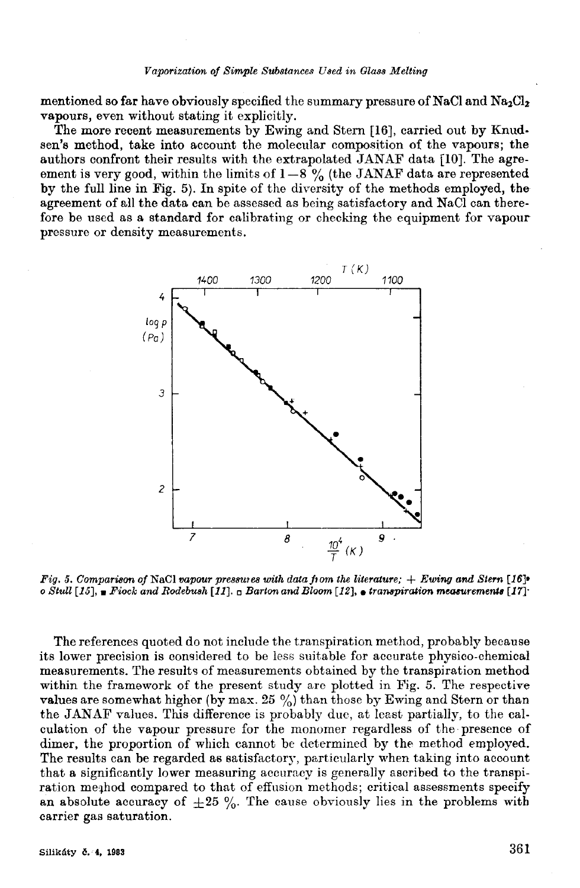mentioned so far have obviously specified the summary pressure of NaCl and $Na_2Cl_2$ vapours, even without stating it explicitly.

The more recent measurements by Ewing and Stern [16], carried out by Knudsen's method, take into account the molecular composition of the vapours; the authors confront their results with the extrapolated JANAF data [10]. The agreement is very good, within the limits of 1–8 % (the JANAF data are represented by the full line in Fig. 5). In spite of the diversity of the methods employed, the agreement of all the data can be assessed as being satisfactory and NaCl can therefore be used as a standard for calibrating or checking the equipment for vapour pressure or density measurements.

*Fig. 5. Comparison of* NaCl *vapour pressures with data from the literature; + Ewing and Stern [16], o Stull [15], ■ Fiock and Rodebush [11], □ Barton and Bloom [12], ● transpiration measurements [17].*

The references quoted do not include the transpiration method, probably because its lower precision is considered to be less suitable for accurate physico-chemical measurements. The results of measurements obtained by the transpiration method within the framework of the present study are plotted in Fig. 5. The respective values are somewhat higher (by max. 25 %) than those by Ewing and Stern or than the JANAF values. This difference is probably due, at least partially, to the calculation of the vapour pressure for the monomer regardless of the presence of dimer, the proportion of which cannot be determined by the method employed. The results can be regarded as satisfactory, particularly when taking into account that a significantly lower measuring accuracy is generally ascribed to the transpiration method compared to that of effusion methods; critical assessments specify an absolute accuracy of ±25 %. The cause obviously lies in the problems with carrier gas saturation.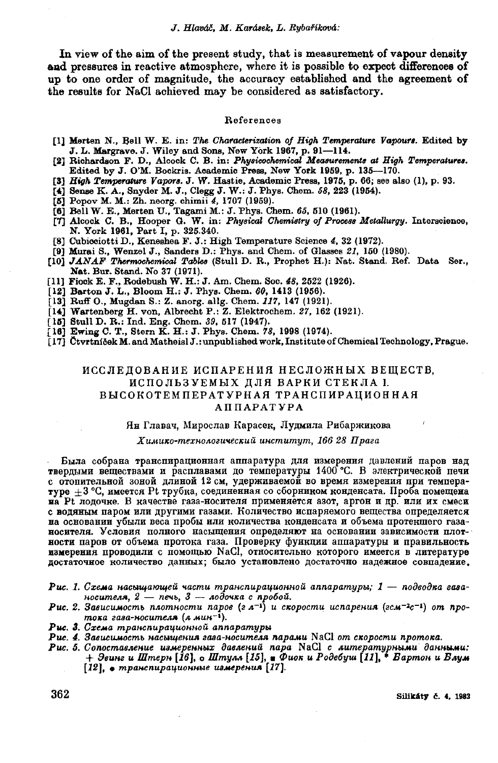In view of the aim of the present study, that is measurement of vapour density and pressures in reactive atmosphere, where it is possible to expect differences of up to one order of magnitude, the accuracy established and the agreement of the results for NaCl achieved may be considered as satisfactory.

## References

[1] Merten N., Bell W. E. in: *The Characterization of High Temperature Vapours.* Edited by J. L. Margrave. J. Wiley and Sons, New York 1967, p. 91—114.
[2] Richardson F. D., Alcock C. B. in: *Physicochemical Measurements at High Temperatures.* Edited by J. O'M. Bockris. Academic Press, New York 1959, p. 135—170.
[3] *High Temperature Vapors.* J. W. Hastie, Academic Press, 1975, p. 66; see also (1), p. 93.
[4] Sense K. A., Snyder M. J., Clegg J. W.: J. Phys. Chem. *58*, 223 (1954).
[5] Popov M. M.: Zh. neorg. chimii *4*, 1707 (1959).
[6] Bell W. E., Merten U., Tagami M.: J. Phys. Chem. *65*, 510 (1961).
[7] Alcock C. B., Hooper G. W. in: *Physical Chemistry of Process Metallurgy.* Interscience, N. York 1961, Part I, p. 325.340.
[8] Cubicciotti D., Keneshea F. J.: High Temperature Science *4*, 32 (1972).
[9] Murai S., Wenzel J., Sanders D.: Phys. and Chem. of Glasses *21*, 150 (1980).
[10] *JANAF Thermochemical Tables* (Stull D. R., Prophet H.): Nat. Stand. Ref. Data Ser., Nat. Bur. Stand. No 37 (1971).
[11] Fiock E. F., Rodebush W. H.: J. Am. Chem. Soc. *48*, 2522 (1926).
[12] Barton J. L., Bloom H.: J. Phys. Chem. *60*, 1413 (1956).
[13] Ruff O., Mugdan S.: Z. anorg. allg. Chem. *117*, 147 (1921).
[14] Wartenberg H. von, Albrecht P.: Z. Elektrochem. *27*, 162 (1921).
[15] Stull D. R.: Ind. Eng. Chem. *39*, 517 (1947).
[16] Ewing C. T., Stern K. H.: J. Phys. Chem. *78*, 1998 (1974).
[17] Čtvrtníček M. and Matheisl J.: unpublished work, Institute of Chemical Technology, Prague.

## ИССЛЕДОВАНИЕ ИСПАРЕНИЯ НЕСЛОЖНЫХ ВЕЩЕСТВ, ИСПОЛЬЗУЕМЫХ ДЛЯ ВАРКИ СТЕКЛА I. ВЫСОКОТЕМПЕРАТУРНАЯ ТРАНСПИРАЦИОННАЯ АППАРАТУРА

Ян Главач, Мирослав Карасек, Лудмила Рибаржикова

*Химико-технологический институт, 166 28 Прага*

Была собрана транспирационная аппаратура для измерения давлений паров над твердыми веществами и расплавами до температуры 1400 °C. В электрической печи с отопительной зоной длиной 12 см, удерживаемой во время измерения при температуре ±3 °C, имеется Pt трубка, соединенная со сборником конденсата. Проба помещена на Pt лодочке. В качестве газа-носителя применяется азот, аргон и др. или их смеси с водяным паром или другими газами. Количество испаряемого вещества определяется на основании убыли веса пробы или количества конденсата и объема протекшего газа-носителя. Условия полного насыщения определяют на основании зависимости плотности паров от объема протока газа. Проверку функции аппаратуры и правильность измерения проводили с помощью NaCl, относительно которого имеется в литературе достаточное количество данных; было установлено достаточно надежное совпадение.

*Рис. 1. Схема насыщающей части транспирационной аппаратуры; 1 — подводка газа-носителя, 2 — печь, 3 — лодочка с пробой.*

*Рис. 2. Зависимость плотности паров (г $л^{-1}$) и скорости испарения (г$см^{-2}с^{-1}$) от протока газа-носителя (л $мин^{-1}$).*

*Рис. 3. Схема транспирационной аппаратуры*

*Рис. 4. Зависимость насыщения газа-носителя парами* NaCl *от скорости протока.*

*Рис. 5. Сопоставление измеренных давлений пара* NaCl *с литературными данными:* + *Эвинг и Штерн* [16], ○ *Штулл* [15], ■ *Фиок и Родебуш* [11], * *Бартон и Блум* [12], ● *транспирационные измерения* [17].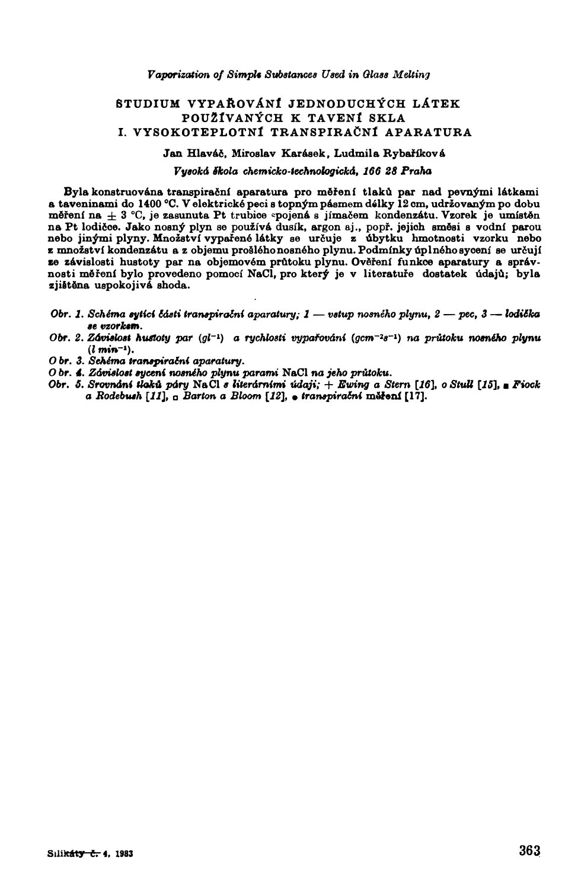*Vaporization of Simple Substances Used in Glass Melting*

# STUDIUM VYPAŘOVÁNÍ JEDNODUCHÝCH LÁTEK POUŽÍVANÝCH K TAVENÍ SKLA
## I. VYSOKOTEPLOTNÍ TRANSPIRAČNÍ APARATURA

**Jan Hlaváč, Miroslav Karásek, Ludmila Rybaříková**

*Vysoká škola chemicko-technologická, 166 28 Praha*

**Byla konstruována transpirační aparatura pro měření tlaků par nad pevnými látkami a taveninami do 1400 °C. V elektrické peci s topným pásmem délky 12 cm, udržovaným po dobu měření na ± 3 °C, je zasunuta Pt trubice spojená s jímačem kondenzátu. Vzorek je umístěn na Pt lodičce. Jako nosný plyn se používá dusík, argon aj., popř. jejich směsi s vodní parou nebo jinými plyny. Množství vypařené látky se určuje z úbytku hmotnosti vzorku nebo z množství kondenzátu a z objemu prošlého nosného plynu. Podmínky úplného sycení se určují ze závislosti hustoty par na objemovém průtoku plynu. Ověření funkce aparatury a správnosti měření bylo provedeno pomocí NaCl, pro který je v literatuře dostatek údajů; byla zjištěna uspokojivá shoda.**

*Obr. 1. Schéma sytící části transpirační aparatury; 1 — vstup nosného plynu, 2 — pec, 3 — lodička se vzorkem.*

*Obr. 2. Závislost hustoty par ($gl^{-1}$) a rychlosti vypařování ($gcm^{-2}s^{-1}$) na průtoku nosného plynu ($l\ min^{-1}$).*

*Obr. 3. Schéma transpirační aparatury.*

*Obr. 4. Závislost sycení nosného plynu parami* NaCl *na jeho průtoku.*

*Obr. 5. Srovnání tlaků páry* NaCl *s literárními údaji; + Ewing a Stern [16], ○ Stull [15], ■ Fiock a Rodebush [11], □ Barton a Bloom [12], • transpirační* **měření** *[17].*